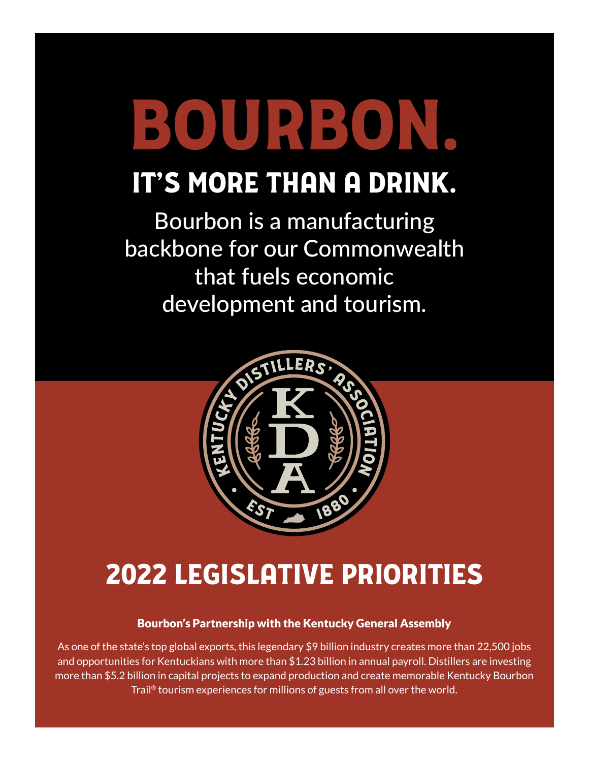# BOURBON.

## IT'S MORE THAN A DRINK.

Bourbon is a manufacturing backbone for our Commonwealth that fuels economic development and tourism.

KENTUCKY DISTILLERS' ASSOCIATION

KDA

EST 1880

## 2022 LEGISLATIVE PRIORITIES

**Bourbon's Partnership with the Kentucky General Assembly**

As one of the state's top global exports, this legendary $9 billion industry creates more than 22,500 jobs and opportunities for Kentuckians with more than $1.23 billion in annual payroll. Distillers are investing more than $5.2 billion in capital projects to expand production and create memorable Kentucky Bourbon Trail® tourism experiences for millions of guests from all over the world.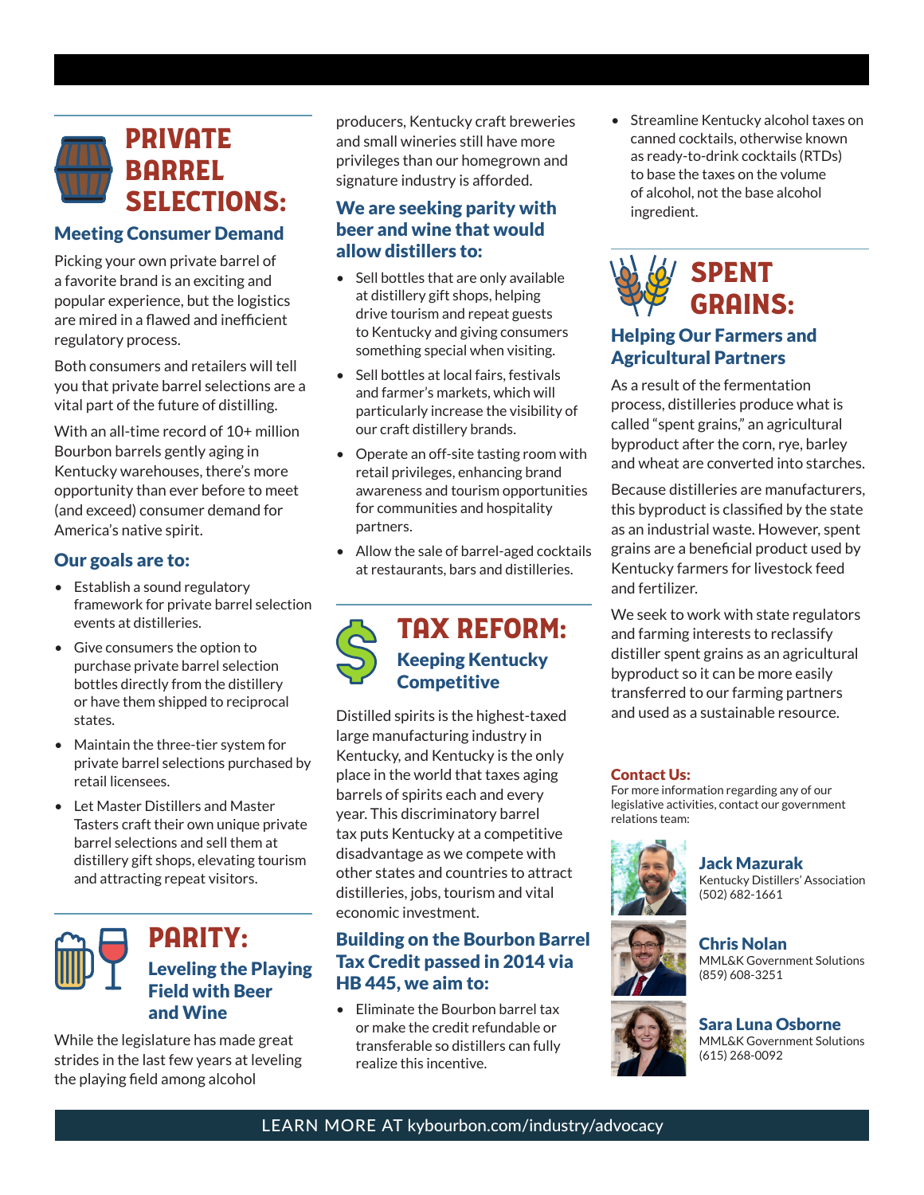## PRIVATE BARREL SELECTIONS:

### Meeting Consumer Demand

Picking your own private barrel of a favorite brand is an exciting and popular experience, but the logistics are mired in a flawed and inefficient regulatory process.

Both consumers and retailers will tell you that private barrel selections are a vital part of the future of distilling.

With an all-time record of 10+ million Bourbon barrels gently aging in Kentucky warehouses, there's more opportunity than ever before to meet (and exceed) consumer demand for America's native spirit.

### Our goals are to:

- Establish a sound regulatory framework for private barrel selection events at distilleries.
- Give consumers the option to purchase private barrel selection bottles directly from the distillery or have them shipped to reciprocal states.
- Maintain the three-tier system for private barrel selections purchased by retail licensees.
- Let Master Distillers and Master Tasters craft their own unique private barrel selections and sell them at distillery gift shops, elevating tourism and attracting repeat visitors.

## PARITY:

### Leveling the Playing Field with Beer and Wine

While the legislature has made great strides in the last few years at leveling the playing field among alcohol producers, Kentucky craft breweries and small wineries still have more privileges than our homegrown and signature industry is afforded.

### We are seeking parity with beer and wine that would allow distillers to:

- Sell bottles that are only available at distillery gift shops, helping drive tourism and repeat guests to Kentucky and giving consumers something special when visiting.
- Sell bottles at local fairs, festivals and farmer's markets, which will particularly increase the visibility of our craft distillery brands.
- Operate an off-site tasting room with retail privileges, enhancing brand awareness and tourism opportunities for communities and hospitality partners.
- Allow the sale of barrel-aged cocktails at restaurants, bars and distilleries.

## TAX REFORM:

### Keeping Kentucky Competitive

Distilled spirits is the highest-taxed large manufacturing industry in Kentucky, and Kentucky is the only place in the world that taxes aging barrels of spirits each and every year. This discriminatory barrel tax puts Kentucky at a competitive disadvantage as we compete with other states and countries to attract distilleries, jobs, tourism and vital economic investment.

### Building on the Bourbon Barrel Tax Credit passed in 2014 via HB 445, we aim to:

- Eliminate the Bourbon barrel tax or make the credit refundable or transferable so distillers can fully realize this incentive.
- Streamline Kentucky alcohol taxes on canned cocktails, otherwise known as ready-to-drink cocktails (RTDs) to base the taxes on the volume of alcohol, not the base alcohol ingredient.

## SPENT GRAINS:

### Helping Our Farmers and Agricultural Partners

As a result of the fermentation process, distilleries produce what is called "spent grains," an agricultural byproduct after the corn, rye, barley and wheat are converted into starches.

Because distilleries are manufacturers, this byproduct is classified by the state as an industrial waste. However, spent grains are a beneficial product used by Kentucky farmers for livestock feed and fertilizer.

We seek to work with state regulators and farming interests to reclassify distiller spent grains as an agricultural byproduct so it can be more easily transferred to our farming partners and used as a sustainable resource.

**Contact Us:**
For more information regarding any of our legislative activities, contact our government relations team:

**Jack Mazurak**
Kentucky Distillers' Association
(502) 682-1661

**Chris Nolan**
MML&K Government Solutions
(859) 608-3251

**Sara Luna Osborne**
MML&K Government Solutions
(615) 268-0092

LEARN MORE AT kybourbon.com/industry/advocacy